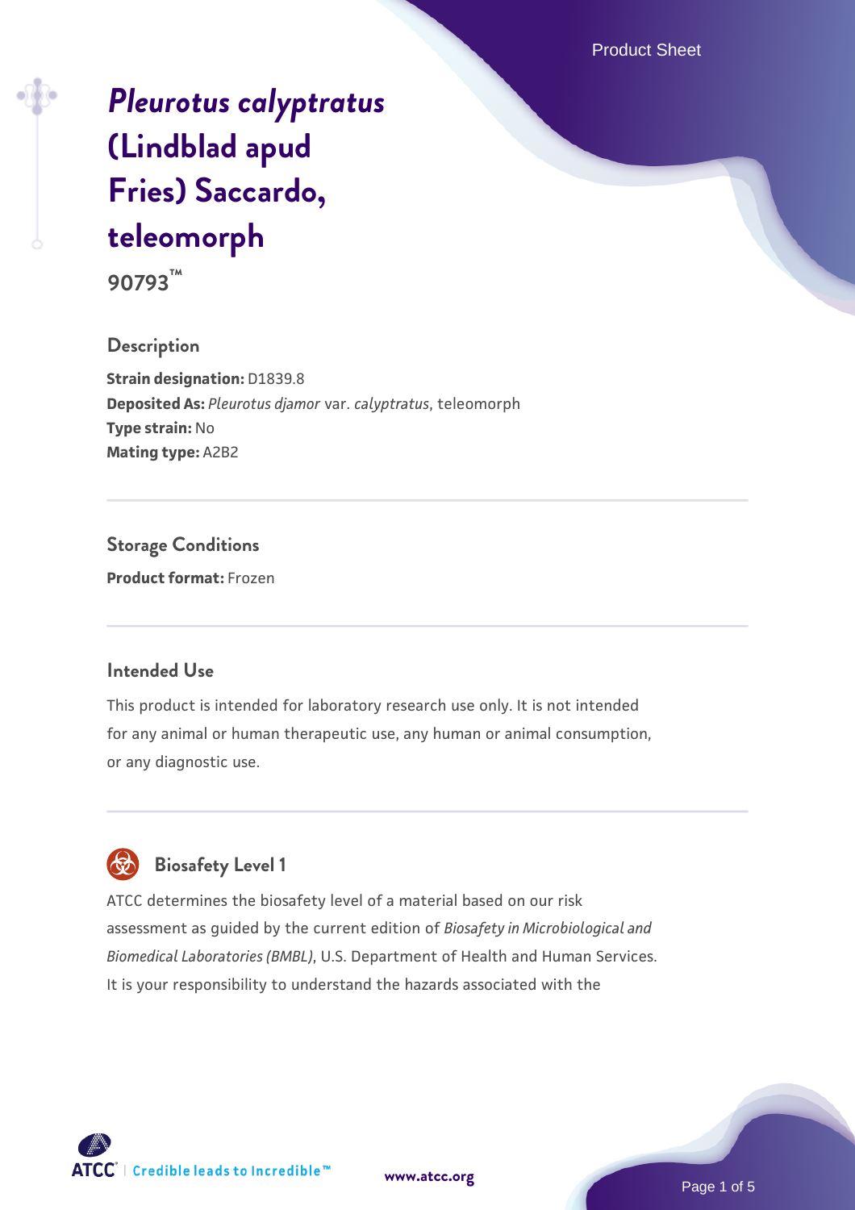# *Pleurotus calyptratus* (Lindblad apud Fries) Saccardo, teleomorph

**90793™**

## Description

**Strain designation:** D1839.8
**Deposited As:** *Pleurotus djamor* var. *calyptratus*, teleomorph
**Type strain:** No
**Mating type:** A2B2

## Storage Conditions

**Product format:** Frozen

## Intended Use

This product is intended for laboratory research use only. It is not intended for any animal or human therapeutic use, any human or animal consumption, or any diagnostic use.

## Biosafety Level 1

ATCC determines the biosafety level of a material based on our risk assessment as guided by the current edition of *Biosafety in Microbiological and Biomedical Laboratories (BMBL)*, U.S. Department of Health and Human Services. It is your responsibility to understand the hazards associated with the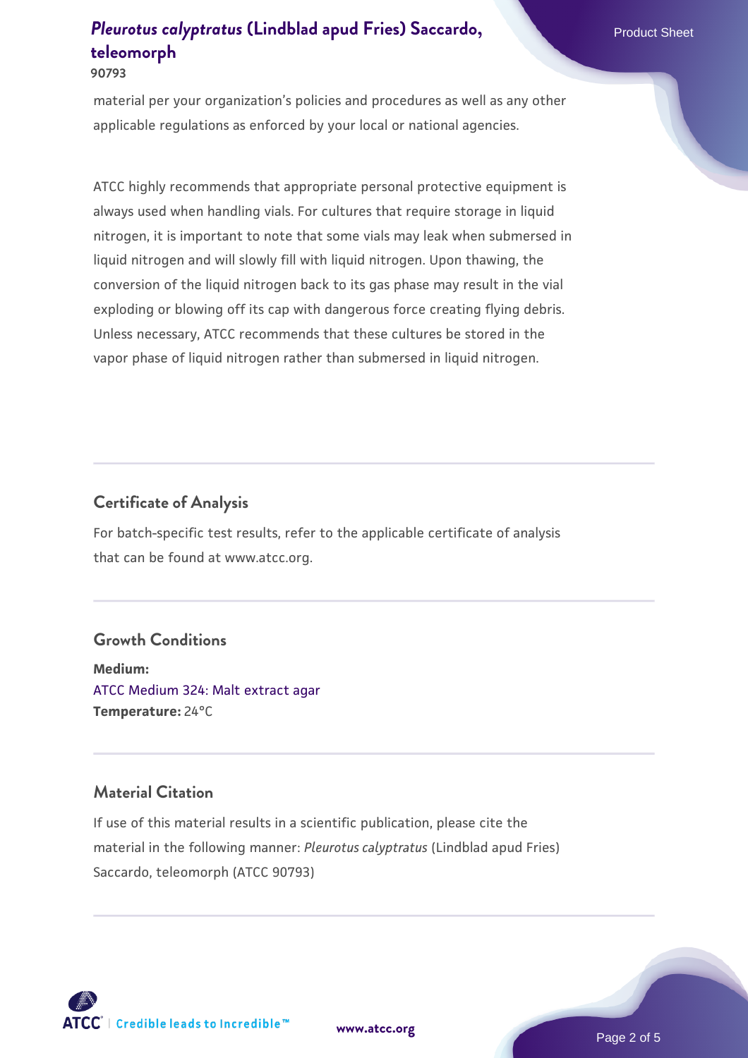material per your organization's policies and procedures as well as any other applicable regulations as enforced by your local or national agencies.

ATCC highly recommends that appropriate personal protective equipment is always used when handling vials. For cultures that require storage in liquid nitrogen, it is important to note that some vials may leak when submersed in liquid nitrogen and will slowly fill with liquid nitrogen. Upon thawing, the conversion of the liquid nitrogen back to its gas phase may result in the vial exploding or blowing off its cap with dangerous force creating flying debris. Unless necessary, ATCC recommends that these cultures be stored in the vapor phase of liquid nitrogen rather than submersed in liquid nitrogen.

## Certificate of Analysis

For batch-specific test results, refer to the applicable certificate of analysis that can be found at www.atcc.org.

## Growth Conditions

**Medium:**
ATCC Medium 324: Malt extract agar
**Temperature:** 24°C

## Material Citation

If use of this material results in a scientific publication, please cite the material in the following manner: *Pleurotus calyptratus* (Lindblad apud Fries) Saccardo, teleomorph (ATCC 90793)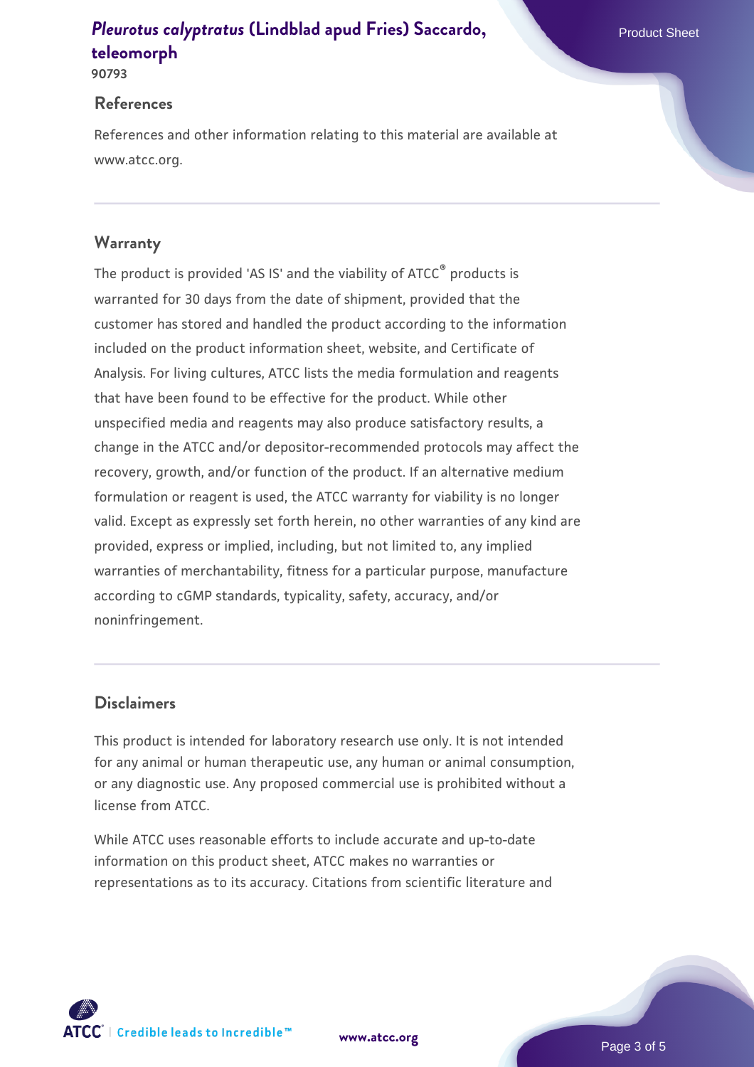## References

References and other information relating to this material are available at www.atcc.org.

## Warranty

The product is provided 'AS IS' and the viability of ATCC® products is warranted for 30 days from the date of shipment, provided that the customer has stored and handled the product according to the information included on the product information sheet, website, and Certificate of Analysis. For living cultures, ATCC lists the media formulation and reagents that have been found to be effective for the product. While other unspecified media and reagents may also produce satisfactory results, a change in the ATCC and/or depositor-recommended protocols may affect the recovery, growth, and/or function of the product. If an alternative medium formulation or reagent is used, the ATCC warranty for viability is no longer valid. Except as expressly set forth herein, no other warranties of any kind are provided, express or implied, including, but not limited to, any implied warranties of merchantability, fitness for a particular purpose, manufacture according to cGMP standards, typicality, safety, accuracy, and/or noninfringement.

## Disclaimers

This product is intended for laboratory research use only. It is not intended for any animal or human therapeutic use, any human or animal consumption, or any diagnostic use. Any proposed commercial use is prohibited without a license from ATCC.

While ATCC uses reasonable efforts to include accurate and up-to-date information on this product sheet, ATCC makes no warranties or representations as to its accuracy. Citations from scientific literature and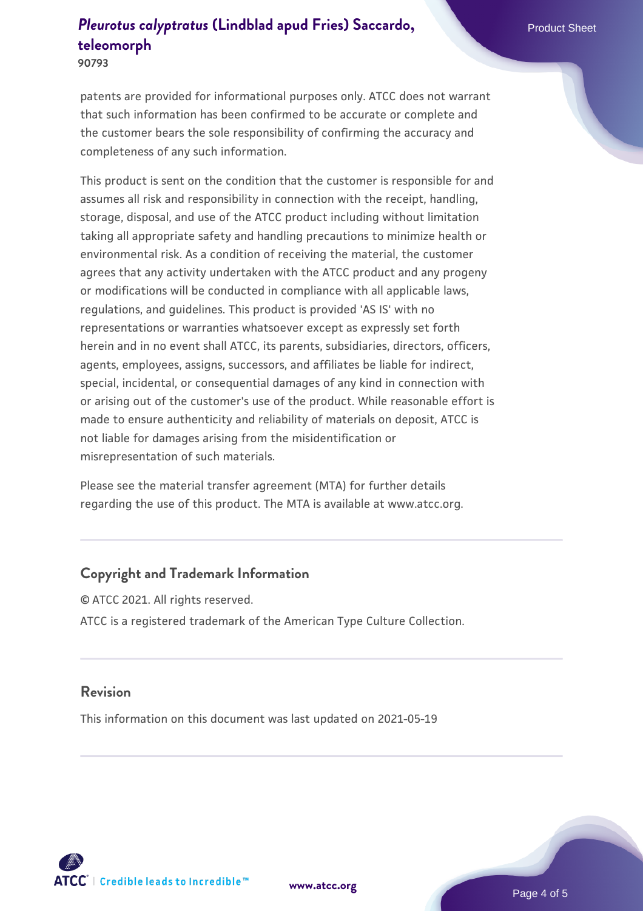patents are provided for informational purposes only. ATCC does not warrant that such information has been confirmed to be accurate or complete and the customer bears the sole responsibility of confirming the accuracy and completeness of any such information.

This product is sent on the condition that the customer is responsible for and assumes all risk and responsibility in connection with the receipt, handling, storage, disposal, and use of the ATCC product including without limitation taking all appropriate safety and handling precautions to minimize health or environmental risk. As a condition of receiving the material, the customer agrees that any activity undertaken with the ATCC product and any progeny or modifications will be conducted in compliance with all applicable laws, regulations, and guidelines. This product is provided 'AS IS' with no representations or warranties whatsoever except as expressly set forth herein and in no event shall ATCC, its parents, subsidiaries, directors, officers, agents, employees, assigns, successors, and affiliates be liable for indirect, special, incidental, or consequential damages of any kind in connection with or arising out of the customer's use of the product. While reasonable effort is made to ensure authenticity and reliability of materials on deposit, ATCC is not liable for damages arising from the misidentification or misrepresentation of such materials.

Please see the material transfer agreement (MTA) for further details regarding the use of this product. The MTA is available at www.atcc.org.

## Copyright and Trademark Information

© ATCC 2021. All rights reserved.

ATCC is a registered trademark of the American Type Culture Collection.

## Revision

This information on this document was last updated on 2021-05-19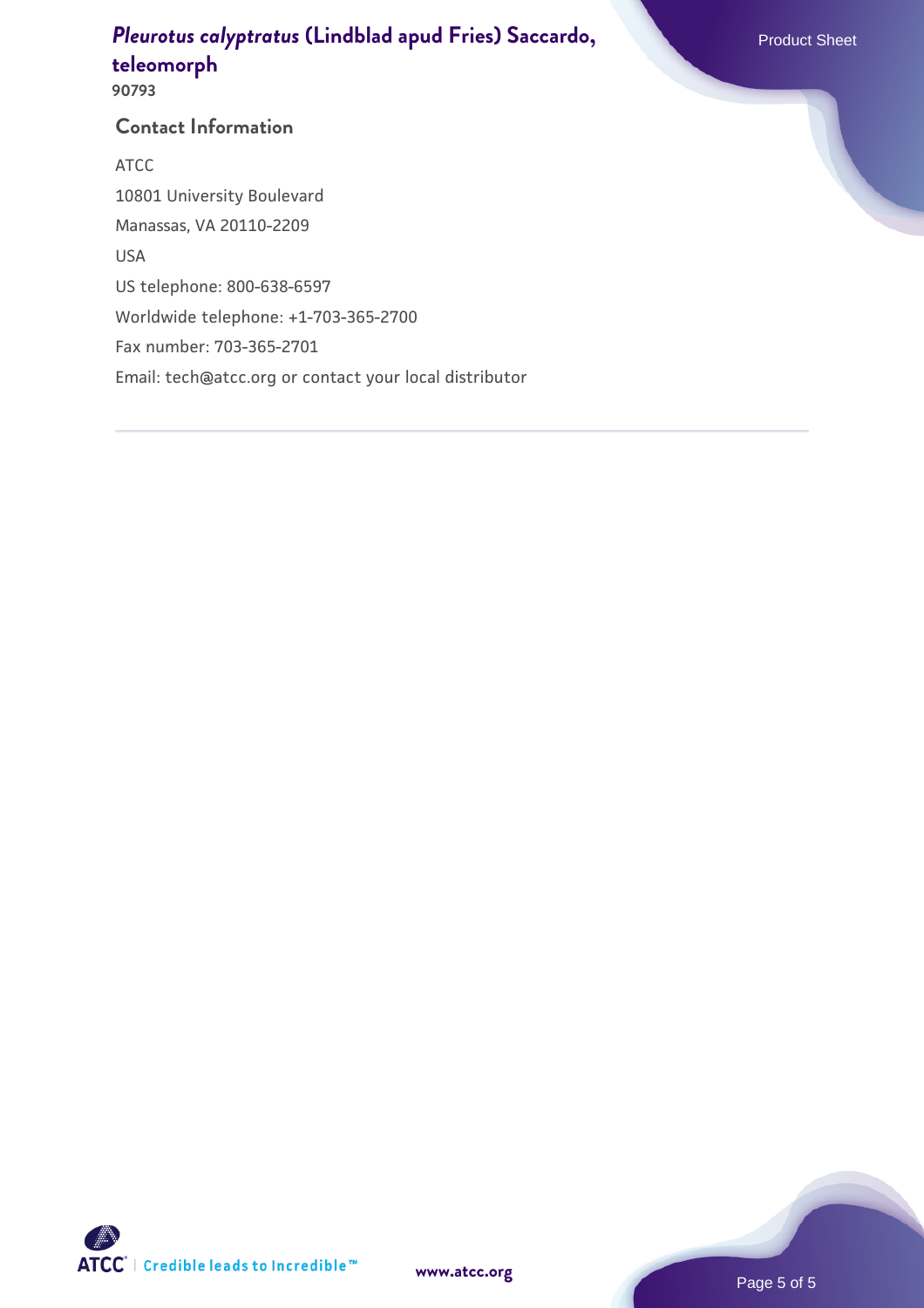## Contact Information

ATCC

10801 University Boulevard

Manassas, VA 20110-2209

USA

US telephone: 800-638-6597

Worldwide telephone: +1-703-365-2700

Fax number: 703-365-2701

Email: tech@atcc.org or contact your local distributor